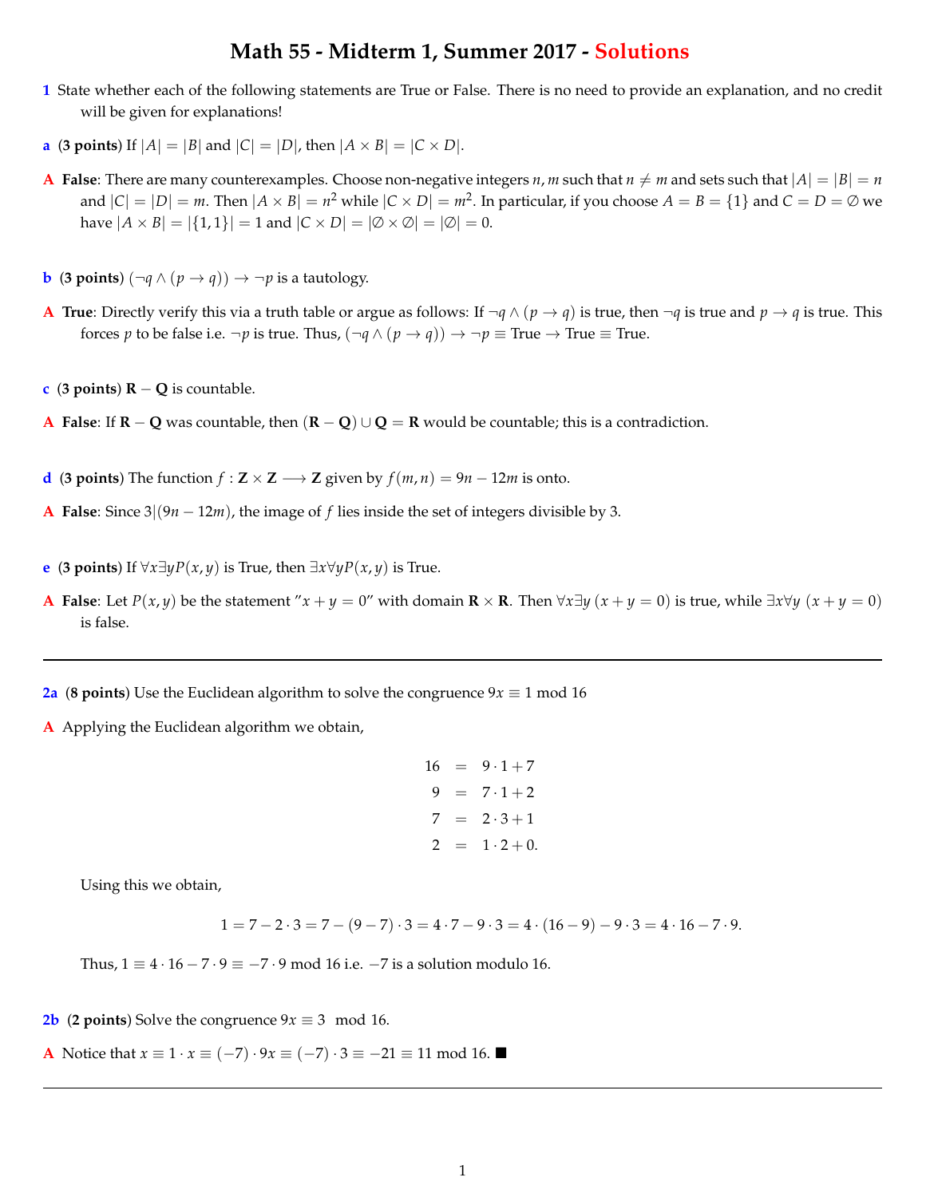# Math 55 - Midterm 1, Summer 2017 - Solutions

**1** State whether each of the following statements are True or False. There is no need to provide an explanation, and no credit will be given for explanations!

**a** (**3 points**) If $|A| = |B|$ and $|C| = |D|$, then $|A \times B| = |C \times D|$.

**A** **False**: There are many counterexamples. Choose non-negative integers $n, m$ such that $n \neq m$ and sets such that $|A| = |B| = n$ and $|C| = |D| = m$. Then $|A \times B| = n^2$ while $|C \times D| = m^2$. In particular, if you choose $A = B = \{1\}$ and $C = D = \emptyset$ we have $|A \times B| = |\{1,1\}| = 1$ and $|C \times D| = |\emptyset \times \emptyset| = |\emptyset| = 0$.

**b** (**3 points**) $(\neg q \wedge (p \rightarrow q)) \rightarrow \neg p$ is a tautology.

**A** **True**: Directly verify this via a truth table or argue as follows: If $\neg q \wedge (p \rightarrow q)$ is true, then $\neg q$ is true and $p \rightarrow q$ is true. This forces $p$ to be false i.e. $\neg p$ is true. Thus, $(\neg q \wedge (p \rightarrow q)) \rightarrow \neg p \equiv \text{True} \rightarrow \text{True} \equiv \text{True}$.

**c** (**3 points**) $\mathbf{R} - \mathbf{Q}$ is countable.

**A** **False**: If $\mathbf{R} - \mathbf{Q}$ was countable, then $(\mathbf{R} - \mathbf{Q}) \cup \mathbf{Q} = \mathbf{R}$ would be countable; this is a contradiction.

**d** (**3 points**) The function $f : \mathbf{Z} \times \mathbf{Z} \longrightarrow \mathbf{Z}$ given by $f(m, n) = 9n - 12m$ is onto.

**A** **False**: Since $3|(9n - 12m)$, the image of $f$ lies inside the set of integers divisible by 3.

**e** (**3 points**) If $\forall x \exists y P(x, y)$ is True, then $\exists x \forall y P(x, y)$ is True.

**A** **False**: Let $P(x, y)$ be the statement "$x + y = 0$" with domain $\mathbf{R} \times \mathbf{R}$. Then $\forall x \exists y \, (x + y = 0)$ is true, while $\exists x \forall y \, (x + y = 0)$ is false.

---

**2a** (**8 points**) Use the Euclidean algorithm to solve the congruence $9x \equiv 1 \bmod 16$

**A** Applying the Euclidean algorithm we obtain,

$$
\begin{aligned}
16 &= 9 \cdot 1 + 7 \\
9 &= 7 \cdot 1 + 2 \\
7 &= 2 \cdot 3 + 1 \\
2 &= 1 \cdot 2 + 0.
\end{aligned}
$$

Using this we obtain,

$$1 = 7 - 2 \cdot 3 = 7 - (9 - 7) \cdot 3 = 4 \cdot 7 - 9 \cdot 3 = 4 \cdot (16 - 9) - 9 \cdot 3 = 4 \cdot 16 - 7 \cdot 9.$$

Thus, $1 \equiv 4 \cdot 16 - 7 \cdot 9 \equiv -7 \cdot 9 \bmod 16$ i.e. $-7$ is a solution modulo 16.

**2b** (**2 points**) Solve the congruence $9x \equiv 3 \mod 16$.

**A** Notice that $x \equiv 1 \cdot x \equiv (-7) \cdot 9x \equiv (-7) \cdot 3 \equiv -21 \equiv 11 \bmod 16$. ∎

---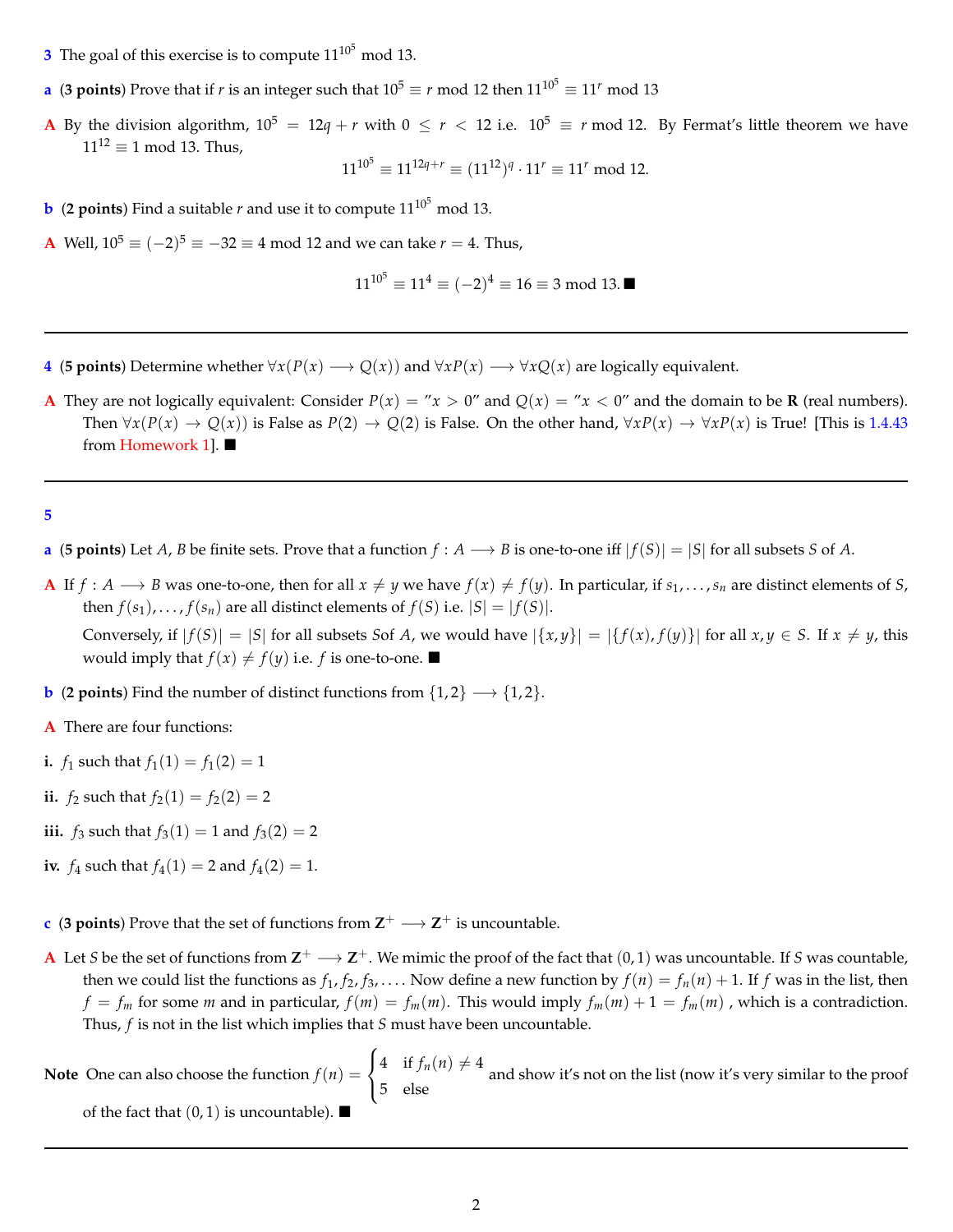**3** The goal of this exercise is to compute $11^{10^5} \bmod 13$.

**a** (**3 points**) Prove that if $r$ is an integer such that $10^5 \equiv r \bmod 12$ then $11^{10^5} \equiv 11^r \bmod 13$

**A** By the division algorithm, $10^5 = 12q + r$ with $0 \leq r < 12$ i.e. $10^5 \equiv r \bmod 12$. By Fermat's little theorem we have $11^{12} \equiv 1 \bmod 13$. Thus,

$$11^{10^5} \equiv 11^{12q+r} \equiv (11^{12})^q \cdot 11^r \equiv 11^r \bmod 12.$$

**b** (**2 points**) Find a suitable $r$ and use it to compute $11^{10^5} \bmod 13$.

**A** Well, $10^5 \equiv (-2)^5 \equiv -32 \equiv 4 \bmod 12$ and we can take $r = 4$. Thus,

$$11^{10^5} \equiv 11^4 \equiv (-2)^4 \equiv 16 \equiv 3 \bmod 13. \blacksquare$$

---

**4** (**5 points**) Determine whether $\forall x(P(x) \longrightarrow Q(x))$ and $\forall x P(x) \longrightarrow \forall x Q(x)$ are logically equivalent.

**A** They are not logically equivalent: Consider $P(x) =$ "$x > 0$" and $Q(x) =$ "$x < 0$" and the domain to be $\mathbf{R}$ (real numbers). Then $\forall x(P(x) \rightarrow Q(x))$ is False as $P(2) \rightarrow Q(2)$ is False. On the other hand, $\forall x P(x) \rightarrow \forall x P(x)$ is True! [This is 1.4.43 from Homework 1]. $\blacksquare$

---

**5**

**a** (**5 points**) Let $A, B$ be finite sets. Prove that a function $f : A \longrightarrow B$ is one-to-one iff $|f(S)| = |S|$ for all subsets $S$ of $A$.

**A** If $f : A \longrightarrow B$ was one-to-one, then for all $x \neq y$ we have $f(x) \neq f(y)$. In particular, if $s_1, \ldots, s_n$ are distinct elements of $S$, then $f(s_1), \ldots, f(s_n)$ are all distinct elements of $f(S)$ i.e. $|S| = |f(S)|$.

Conversely, if $|f(S)| = |S|$ for all subsets $S$of $A$, we would have $|\{x, y\}| = |\{f(x), f(y)\}|$ for all $x, y \in S$. If $x \neq y$, this would imply that $f(x) \neq f(y)$ i.e. $f$ is one-to-one. $\blacksquare$

**b** (**2 points**) Find the number of distinct functions from $\{1, 2\} \longrightarrow \{1, 2\}$.

**A** There are four functions:

**i.** $f_1$ such that $f_1(1) = f_1(2) = 1$

**ii.** $f_2$ such that $f_2(1) = f_2(2) = 2$

**iii.** $f_3$ such that $f_3(1) = 1$ and $f_3(2) = 2$

**iv.** $f_4$ such that $f_4(1) = 2$ and $f_4(2) = 1$.

**c** (**3 points**) Prove that the set of functions from $\mathbf{Z}^+ \longrightarrow \mathbf{Z}^+$ is uncountable.

**A** Let $S$ be the set of functions from $\mathbf{Z}^+ \longrightarrow \mathbf{Z}^+$. We mimic the proof of the fact that $(0, 1)$ was uncountable. If $S$ was countable, then we could list the functions as $f_1, f_2, f_3, \ldots$. Now define a new function by $f(n) = f_n(n) + 1$. If $f$ was in the list, then $f = f_m$ for some $m$ and in particular, $f(m) = f_m(m)$. This would imply $f_m(m) + 1 = f_m(m)$ , which is a contradiction. Thus, $f$ is not in the list which implies that $S$ must have been uncountable.

**Note** One can also choose the function $f(n) = \begin{cases} 4 & \text{if } f_n(n) \neq 4 \\ 5 & \text{else} \end{cases}$ and show it's not on the list (now it's very similar to the proof of the fact that $(0, 1)$ is uncountable). $\blacksquare$

---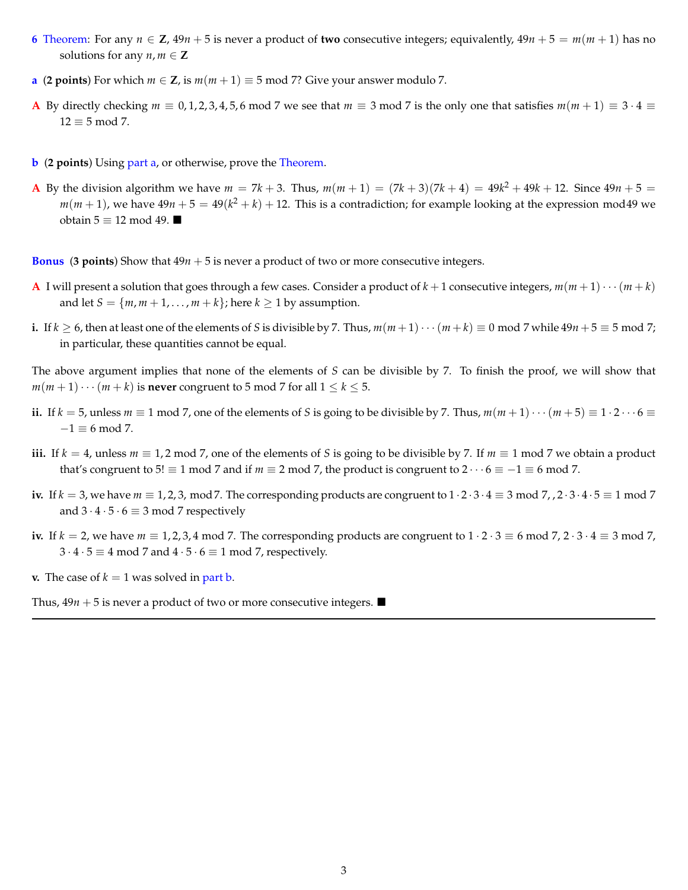**6** Theorem: For any $n \in \mathbf{Z}$, $49n+5$ is never a product of **two** consecutive integers; equivalently, $49n+5 = m(m+1)$ has no solutions for any $n, m \in \mathbf{Z}$

**a** (**2 points**) For which $m \in \mathbf{Z}$, is $m(m+1) \equiv 5 \bmod 7$? Give your answer modulo 7.

**A** By directly checking $m \equiv 0,1,2,3,4,5,6 \bmod 7$ we see that $m \equiv 3 \bmod 7$ is the only one that satisfies $m(m+1) \equiv 3 \cdot 4 \equiv 12 \equiv 5 \bmod 7$.

**b** (**2 points**) Using part a, or otherwise, prove the Theorem.

**A** By the division algorithm we have $m = 7k+3$. Thus, $m(m+1) = (7k+3)(7k+4) = 49k^2 + 49k + 12$. Since $49n+5 = m(m+1)$, we have $49n+5 = 49(k^2+k)+12$. This is a contradiction; for example looking at the expression mod49 we obtain $5 \equiv 12 \bmod 49$. ■

**Bonus** (**3 points**) Show that $49n+5$ is never a product of two or more consecutive integers.

**A** I will present a solution that goes through a few cases. Consider a product of $k+1$ consecutive integers, $m(m+1)\cdots(m+k)$ and let $S = \{m, m+1, \ldots, m+k\}$; here $k \geq 1$ by assumption.

**i.** If $k \geq 6$, then at least one of the elements of $S$ is divisible by 7. Thus, $m(m+1)\cdots(m+k) \equiv 0 \bmod 7$ while $49n+5 \equiv 5 \bmod 7$; in particular, these quantities cannot be equal.

The above argument implies that none of the elements of $S$ can be divisible by 7. To finish the proof, we will show that $m(m+1)\cdots(m+k)$ is **never** congruent to 5 mod 7 for all $1 \leq k \leq 5$.

**ii.** If $k = 5$, unless $m \equiv 1 \bmod 7$, one of the elements of $S$ is going to be divisible by 7. Thus, $m(m+1)\cdots(m+5) \equiv 1 \cdot 2 \cdots 6 \equiv -1 \equiv 6 \bmod 7$.

**iii.** If $k = 4$, unless $m \equiv 1,2 \bmod 7$, one of the elements of $S$ is going to be divisible by 7. If $m \equiv 1 \bmod 7$ we obtain a product that's congruent to $5! \equiv 1 \bmod 7$ and if $m \equiv 2 \bmod 7$, the product is congruent to $2 \cdots 6 \equiv -1 \equiv 6 \bmod 7$.

**iv.** If $k = 3$, we have $m \equiv 1,2,3, \bmod 7$. The corresponding products are congruent to $1 \cdot 2 \cdot 3 \cdot 4 \equiv 3 \bmod 7, , 2 \cdot 3 \cdot 4 \cdot 5 \equiv 1 \bmod 7$ and $3 \cdot 4 \cdot 5 \cdot 6 \equiv 3 \bmod 7$ respectively

**iv.** If $k = 2$, we have $m \equiv 1,2,3,4 \bmod 7$. The corresponding products are congruent to $1 \cdot 2 \cdot 3 \equiv 6 \bmod 7$, $2 \cdot 3 \cdot 4 \equiv 3 \bmod 7$, $3 \cdot 4 \cdot 5 \equiv 4 \bmod 7$ and $4 \cdot 5 \cdot 6 \equiv 1 \bmod 7$, respectively.

**v.** The case of $k = 1$ was solved in part b.

Thus, $49n+5$ is never a product of two or more consecutive integers. ■

---